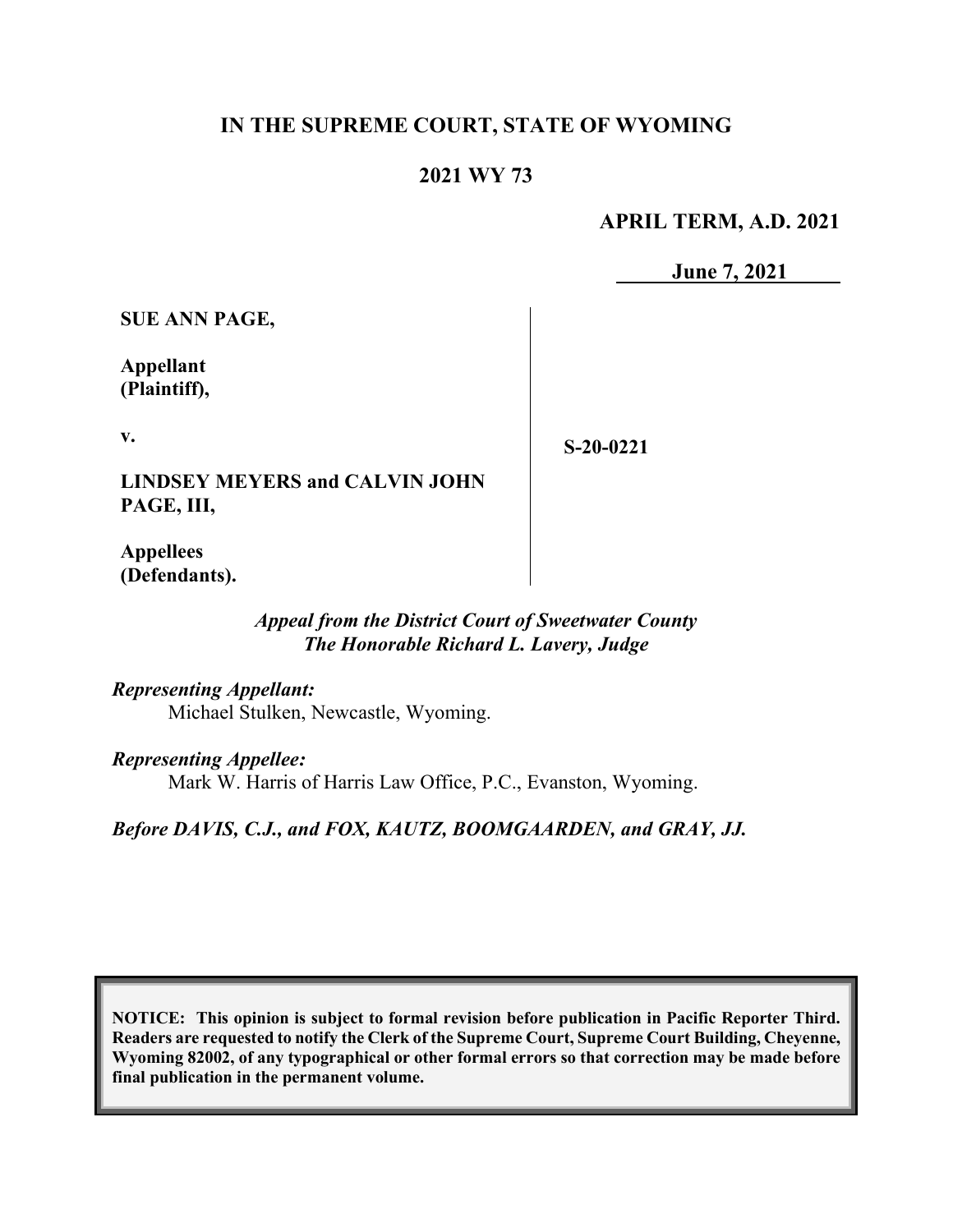# IN THE SUPREME COURT, STATE OF WYOMING

## 2021 WY 73

**APRIL TERM, A.D. 2021**

**June 7, 2021**

| | |
|---|---|
| **SUE ANN PAGE,**<br><br>**Appellant (Plaintiff),**<br><br>**v.**<br><br>**LINDSEY MEYERS and CALVIN JOHN PAGE, III,**<br><br>**Appellees (Defendants).** | **S-20-0221** |

*Appeal from the District Court of Sweetwater County*
*The Honorable Richard L. Lavery, Judge*

*Representing Appellant:*
Michael Stulken, Newcastle, Wyoming.

*Representing Appellee:*
Mark W. Harris of Harris Law Office, P.C., Evanston, Wyoming.

*Before DAVIS, C.J., and FOX, KAUTZ, BOOMGAARDEN, and GRAY, JJ.*

**NOTICE: This opinion is subject to formal revision before publication in Pacific Reporter Third. Readers are requested to notify the Clerk of the Supreme Court, Supreme Court Building, Cheyenne, Wyoming 82002, of any typographical or other formal errors so that correction may be made before final publication in the permanent volume.**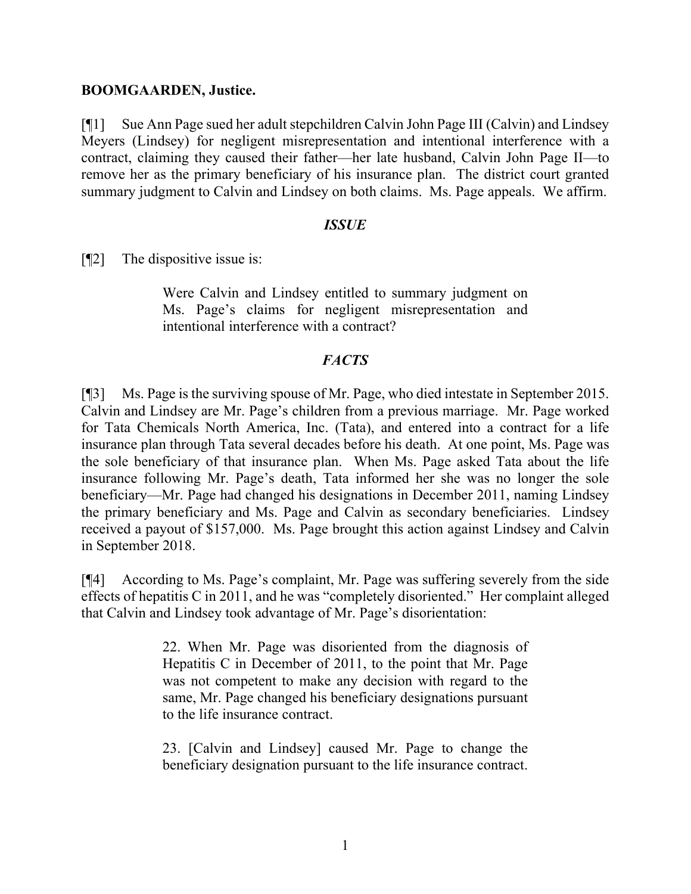**BOOMGAARDEN, Justice.**

[¶1] Sue Ann Page sued her adult stepchildren Calvin John Page III (Calvin) and Lindsey Meyers (Lindsey) for negligent misrepresentation and intentional interference with a contract, claiming they caused their father—her late husband, Calvin John Page II—to remove her as the primary beneficiary of his insurance plan. The district court granted summary judgment to Calvin and Lindsey on both claims. Ms. Page appeals. We affirm.

### *ISSUE*

[¶2] The dispositive issue is:

> Were Calvin and Lindsey entitled to summary judgment on Ms. Page's claims for negligent misrepresentation and intentional interference with a contract?

### *FACTS*

[¶3] Ms. Page is the surviving spouse of Mr. Page, who died intestate in September 2015. Calvin and Lindsey are Mr. Page's children from a previous marriage. Mr. Page worked for Tata Chemicals North America, Inc. (Tata), and entered into a contract for a life insurance plan through Tata several decades before his death. At one point, Ms. Page was the sole beneficiary of that insurance plan. When Ms. Page asked Tata about the life insurance following Mr. Page's death, Tata informed her she was no longer the sole beneficiary—Mr. Page had changed his designations in December 2011, naming Lindsey the primary beneficiary and Ms. Page and Calvin as secondary beneficiaries. Lindsey received a payout of $157,000. Ms. Page brought this action against Lindsey and Calvin in September 2018.

[¶4] According to Ms. Page's complaint, Mr. Page was suffering severely from the side effects of hepatitis C in 2011, and he was "completely disoriented." Her complaint alleged that Calvin and Lindsey took advantage of Mr. Page's disorientation:

> 22. When Mr. Page was disoriented from the diagnosis of Hepatitis C in December of 2011, to the point that Mr. Page was not competent to make any decision with regard to the same, Mr. Page changed his beneficiary designations pursuant to the life insurance contract.
>
> 23. [Calvin and Lindsey] caused Mr. Page to change the beneficiary designation pursuant to the life insurance contract.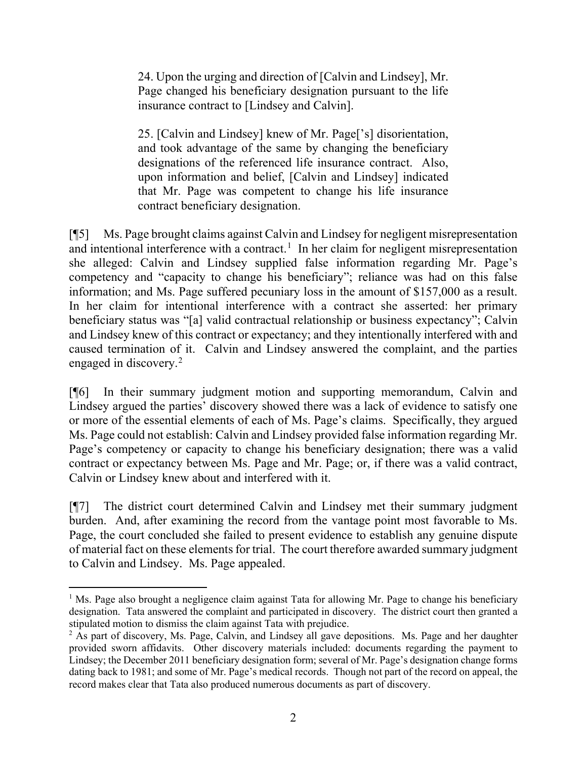> 24. Upon the urging and direction of [Calvin and Lindsey], Mr. Page changed his beneficiary designation pursuant to the life insurance contract to [Lindsey and Calvin].
>
> 25. [Calvin and Lindsey] knew of Mr. Page['s] disorientation, and took advantage of the same by changing the beneficiary designations of the referenced life insurance contract. Also, upon information and belief, [Calvin and Lindsey] indicated that Mr. Page was competent to change his life insurance contract beneficiary designation.

[¶5] Ms. Page brought claims against Calvin and Lindsey for negligent misrepresentation and intentional interference with a contract.[1] In her claim for negligent misrepresentation she alleged: Calvin and Lindsey supplied false information regarding Mr. Page's competency and "capacity to change his beneficiary"; reliance was had on this false information; and Ms. Page suffered pecuniary loss in the amount of $157,000 as a result. In her claim for intentional interference with a contract she asserted: her primary beneficiary status was "[a] valid contractual relationship or business expectancy"; Calvin and Lindsey knew of this contract or expectancy; and they intentionally interfered with and caused termination of it. Calvin and Lindsey answered the complaint, and the parties engaged in discovery.[2]

[¶6] In their summary judgment motion and supporting memorandum, Calvin and Lindsey argued the parties' discovery showed there was a lack of evidence to satisfy one or more of the essential elements of each of Ms. Page's claims. Specifically, they argued Ms. Page could not establish: Calvin and Lindsey provided false information regarding Mr. Page's competency or capacity to change his beneficiary designation; there was a valid contract or expectancy between Ms. Page and Mr. Page; or, if there was a valid contract, Calvin or Lindsey knew about and interfered with it.

[¶7] The district court determined Calvin and Lindsey met their summary judgment burden. And, after examining the record from the vantage point most favorable to Ms. Page, the court concluded she failed to present evidence to establish any genuine dispute of material fact on these elements for trial. The court therefore awarded summary judgment to Calvin and Lindsey. Ms. Page appealed.

---

[1] Ms. Page also brought a negligence claim against Tata for allowing Mr. Page to change his beneficiary designation. Tata answered the complaint and participated in discovery. The district court then granted a stipulated motion to dismiss the claim against Tata with prejudice.

[2] As part of discovery, Ms. Page, Calvin, and Lindsey all gave depositions. Ms. Page and her daughter provided sworn affidavits. Other discovery materials included: documents regarding the payment to Lindsey; the December 2011 beneficiary designation form; several of Mr. Page's designation change forms dating back to 1981; and some of Mr. Page's medical records. Though not part of the record on appeal, the record makes clear that Tata also produced numerous documents as part of discovery.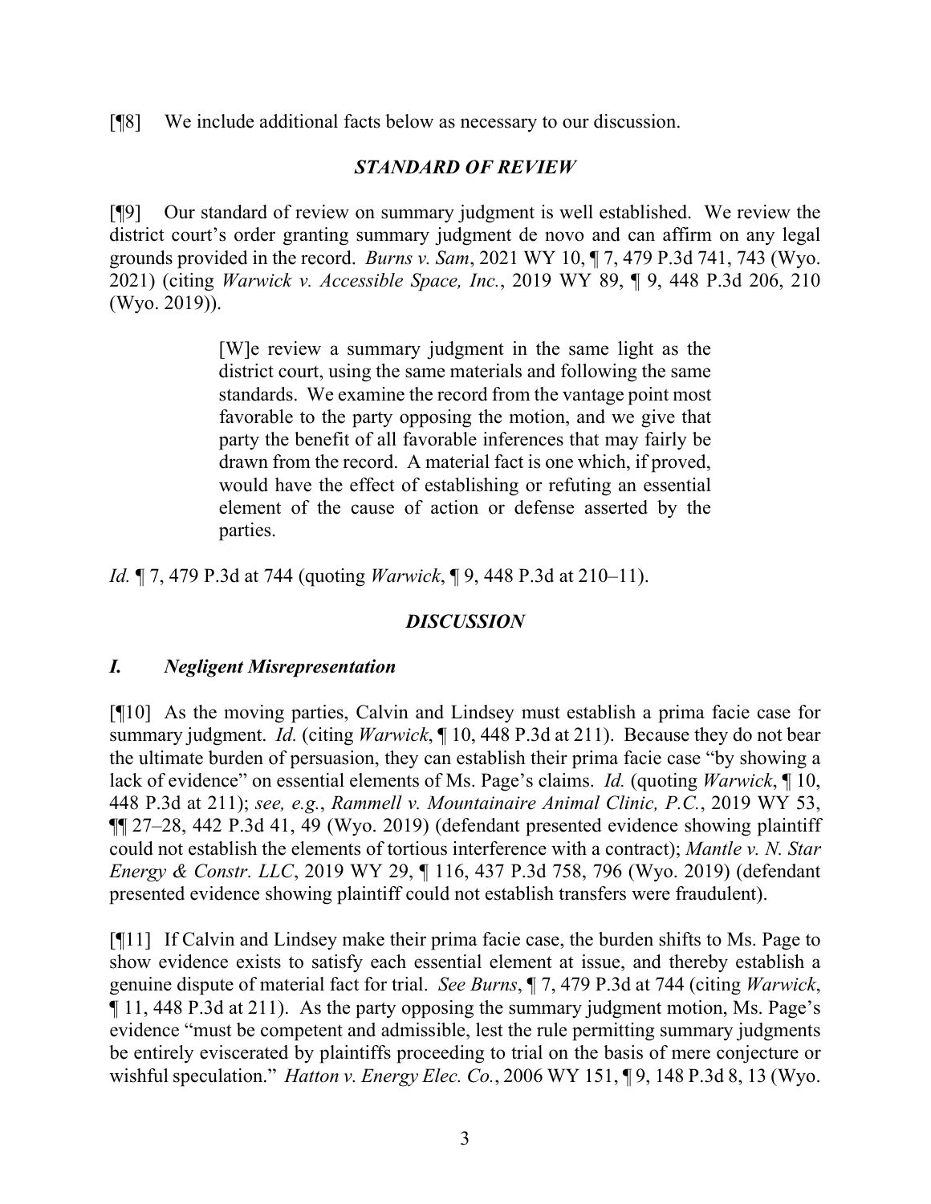[¶8] We include additional facts below as necessary to our discussion.

### *STANDARD OF REVIEW*

[¶9] Our standard of review on summary judgment is well established. We review the district court's order granting summary judgment de novo and can affirm on any legal grounds provided in the record. *Burns v. Sam*, 2021 WY 10, ¶ 7, 479 P.3d 741, 743 (Wyo. 2021) (citing *Warwick v. Accessible Space, Inc.*, 2019 WY 89, ¶ 9, 448 P.3d 206, 210 (Wyo. 2019)).

> [W]e review a summary judgment in the same light as the district court, using the same materials and following the same standards. We examine the record from the vantage point most favorable to the party opposing the motion, and we give that party the benefit of all favorable inferences that may fairly be drawn from the record. A material fact is one which, if proved, would have the effect of establishing or refuting an essential element of the cause of action or defense asserted by the parties.

*Id.* ¶ 7, 479 P.3d at 744 (quoting *Warwick*, ¶ 9, 448 P.3d at 210–11).

### *DISCUSSION*

#### *I. Negligent Misrepresentation*

[¶10] As the moving parties, Calvin and Lindsey must establish a prima facie case for summary judgment. *Id.* (citing *Warwick*, ¶ 10, 448 P.3d at 211). Because they do not bear the ultimate burden of persuasion, they can establish their prima facie case "by showing a lack of evidence" on essential elements of Ms. Page's claims. *Id.* (quoting *Warwick*, ¶ 10, 448 P.3d at 211); *see, e.g.*, *Rammell v. Mountainaire Animal Clinic, P.C.*, 2019 WY 53, ¶¶ 27–28, 442 P.3d 41, 49 (Wyo. 2019) (defendant presented evidence showing plaintiff could not establish the elements of tortious interference with a contract); *Mantle v. N. Star Energy & Constr. LLC*, 2019 WY 29, ¶ 116, 437 P.3d 758, 796 (Wyo. 2019) (defendant presented evidence showing plaintiff could not establish transfers were fraudulent).

[¶11] If Calvin and Lindsey make their prima facie case, the burden shifts to Ms. Page to show evidence exists to satisfy each essential element at issue, and thereby establish a genuine dispute of material fact for trial. *See Burns*, ¶ 7, 479 P.3d at 744 (citing *Warwick*, ¶ 11, 448 P.3d at 211). As the party opposing the summary judgment motion, Ms. Page's evidence "must be competent and admissible, lest the rule permitting summary judgments be entirely eviscerated by plaintiffs proceeding to trial on the basis of mere conjecture or wishful speculation." *Hatton v. Energy Elec. Co.*, 2006 WY 151, ¶ 9, 148 P.3d 8, 13 (Wyo.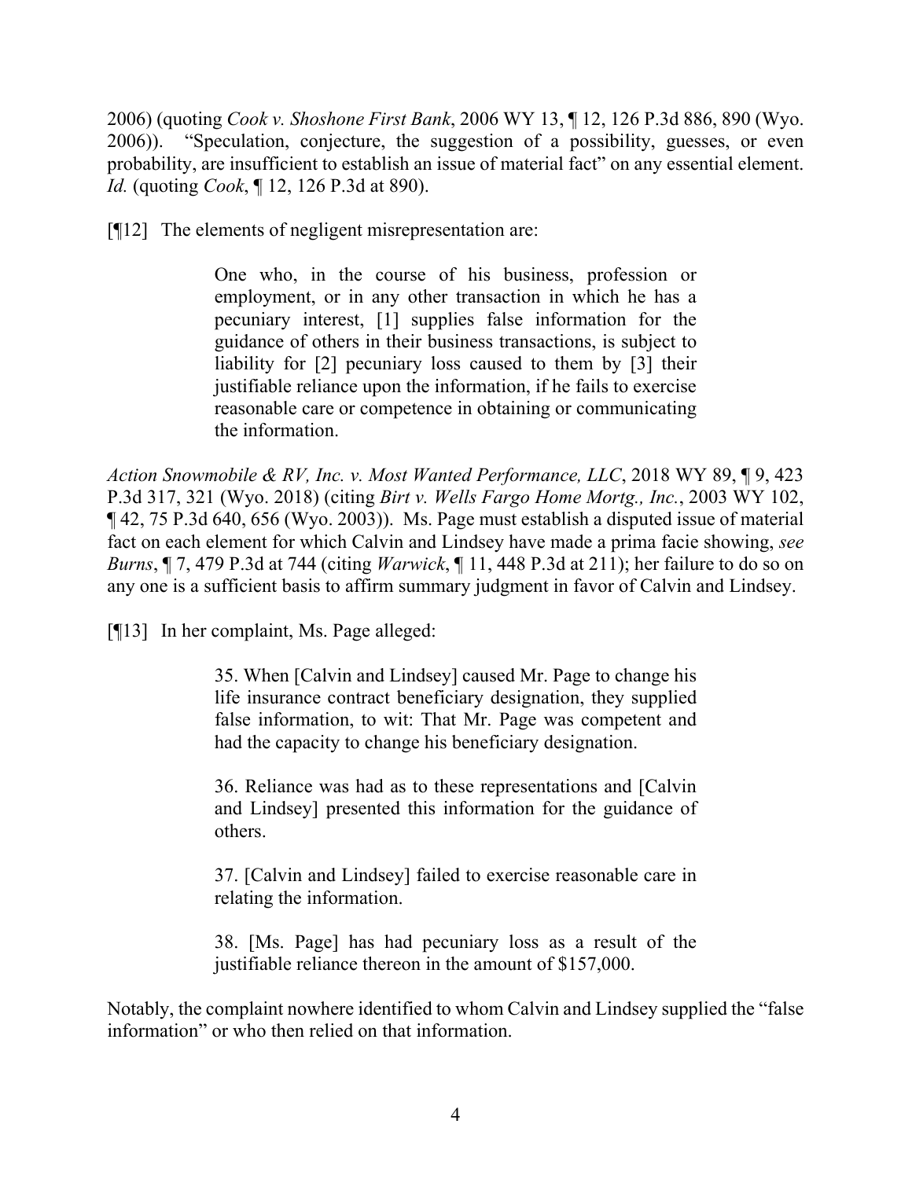2006) (quoting *Cook v. Shoshone First Bank*, 2006 WY 13, ¶ 12, 126 P.3d 886, 890 (Wyo. 2006)). "Speculation, conjecture, the suggestion of a possibility, guesses, or even probability, are insufficient to establish an issue of material fact" on any essential element. *Id.* (quoting *Cook*, ¶ 12, 126 P.3d at 890).

[¶12] The elements of negligent misrepresentation are:

> One who, in the course of his business, profession or employment, or in any other transaction in which he has a pecuniary interest, [1] supplies false information for the guidance of others in their business transactions, is subject to liability for [2] pecuniary loss caused to them by [3] their justifiable reliance upon the information, if he fails to exercise reasonable care or competence in obtaining or communicating the information.

*Action Snowmobile & RV, Inc. v. Most Wanted Performance, LLC*, 2018 WY 89, ¶ 9, 423 P.3d 317, 321 (Wyo. 2018) (citing *Birt v. Wells Fargo Home Mortg., Inc.*, 2003 WY 102, ¶ 42, 75 P.3d 640, 656 (Wyo. 2003)). Ms. Page must establish a disputed issue of material fact on each element for which Calvin and Lindsey have made a prima facie showing, *see Burns*, ¶ 7, 479 P.3d at 744 (citing *Warwick*, ¶ 11, 448 P.3d at 211); her failure to do so on any one is a sufficient basis to affirm summary judgment in favor of Calvin and Lindsey.

[¶13] In her complaint, Ms. Page alleged:

> 35. When [Calvin and Lindsey] caused Mr. Page to change his life insurance contract beneficiary designation, they supplied false information, to wit: That Mr. Page was competent and had the capacity to change his beneficiary designation.
>
> 36. Reliance was had as to these representations and [Calvin and Lindsey] presented this information for the guidance of others.
>
> 37. [Calvin and Lindsey] failed to exercise reasonable care in relating the information.
>
> 38. [Ms. Page] has had pecuniary loss as a result of the justifiable reliance thereon in the amount of $157,000.

Notably, the complaint nowhere identified to whom Calvin and Lindsey supplied the "false information" or who then relied on that information.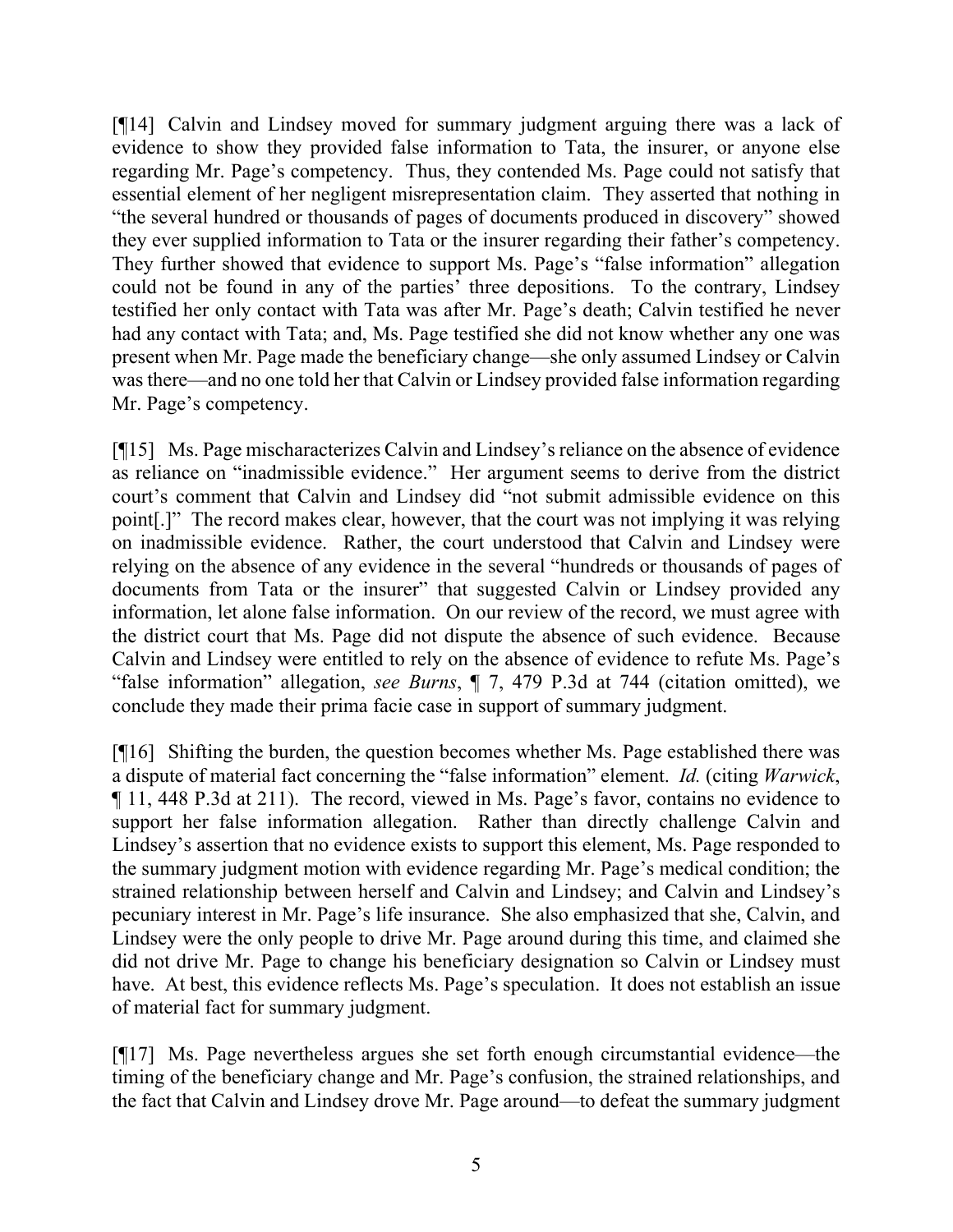[¶14] Calvin and Lindsey moved for summary judgment arguing there was a lack of evidence to show they provided false information to Tata, the insurer, or anyone else regarding Mr. Page's competency. Thus, they contended Ms. Page could not satisfy that essential element of her negligent misrepresentation claim. They asserted that nothing in "the several hundred or thousands of pages of documents produced in discovery" showed they ever supplied information to Tata or the insurer regarding their father's competency. They further showed that evidence to support Ms. Page's "false information" allegation could not be found in any of the parties' three depositions. To the contrary, Lindsey testified her only contact with Tata was after Mr. Page's death; Calvin testified he never had any contact with Tata; and, Ms. Page testified she did not know whether any one was present when Mr. Page made the beneficiary change—she only assumed Lindsey or Calvin was there—and no one told her that Calvin or Lindsey provided false information regarding Mr. Page's competency.

[¶15] Ms. Page mischaracterizes Calvin and Lindsey's reliance on the absence of evidence as reliance on "inadmissible evidence." Her argument seems to derive from the district court's comment that Calvin and Lindsey did "not submit admissible evidence on this point[.]" The record makes clear, however, that the court was not implying it was relying on inadmissible evidence. Rather, the court understood that Calvin and Lindsey were relying on the absence of any evidence in the several "hundreds or thousands of pages of documents from Tata or the insurer" that suggested Calvin or Lindsey provided any information, let alone false information. On our review of the record, we must agree with the district court that Ms. Page did not dispute the absence of such evidence. Because Calvin and Lindsey were entitled to rely on the absence of evidence to refute Ms. Page's "false information" allegation, *see Burns*, ¶ 7, 479 P.3d at 744 (citation omitted), we conclude they made their prima facie case in support of summary judgment.

[¶16] Shifting the burden, the question becomes whether Ms. Page established there was a dispute of material fact concerning the "false information" element. *Id.* (citing *Warwick*, ¶ 11, 448 P.3d at 211). The record, viewed in Ms. Page's favor, contains no evidence to support her false information allegation. Rather than directly challenge Calvin and Lindsey's assertion that no evidence exists to support this element, Ms. Page responded to the summary judgment motion with evidence regarding Mr. Page's medical condition; the strained relationship between herself and Calvin and Lindsey; and Calvin and Lindsey's pecuniary interest in Mr. Page's life insurance. She also emphasized that she, Calvin, and Lindsey were the only people to drive Mr. Page around during this time, and claimed she did not drive Mr. Page to change his beneficiary designation so Calvin or Lindsey must have. At best, this evidence reflects Ms. Page's speculation. It does not establish an issue of material fact for summary judgment.

[¶17] Ms. Page nevertheless argues she set forth enough circumstantial evidence—the timing of the beneficiary change and Mr. Page's confusion, the strained relationships, and the fact that Calvin and Lindsey drove Mr. Page around—to defeat the summary judgment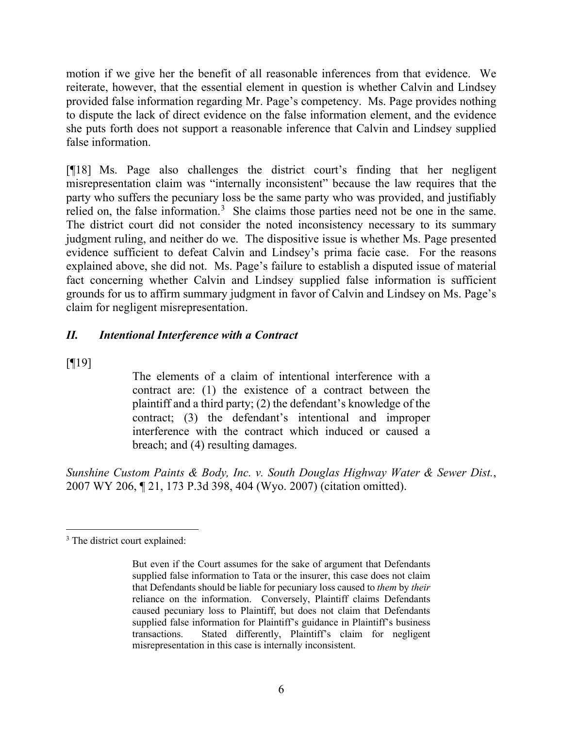motion if we give her the benefit of all reasonable inferences from that evidence. We reiterate, however, that the essential element in question is whether Calvin and Lindsey provided false information regarding Mr. Page's competency. Ms. Page provides nothing to dispute the lack of direct evidence on the false information element, and the evidence she puts forth does not support a reasonable inference that Calvin and Lindsey supplied false information.

[¶18] Ms. Page also challenges the district court's finding that her negligent misrepresentation claim was "internally inconsistent" because the law requires that the party who suffers the pecuniary loss be the same party who was provided, and justifiably relied on, the false information.[3] She claims those parties need not be one in the same. The district court did not consider the noted inconsistency necessary to its summary judgment ruling, and neither do we. The dispositive issue is whether Ms. Page presented evidence sufficient to defeat Calvin and Lindsey's prima facie case. For the reasons explained above, she did not. Ms. Page's failure to establish a disputed issue of material fact concerning whether Calvin and Lindsey supplied false information is sufficient grounds for us to affirm summary judgment in favor of Calvin and Lindsey on Ms. Page's claim for negligent misrepresentation.

## *II. Intentional Interference with a Contract*

[¶19]

> The elements of a claim of intentional interference with a contract are: (1) the existence of a contract between the plaintiff and a third party; (2) the defendant's knowledge of the contract; (3) the defendant's intentional and improper interference with the contract which induced or caused a breach; and (4) resulting damages.

*Sunshine Custom Paints & Body, Inc. v. South Douglas Highway Water & Sewer Dist.*, 2007 WY 206, ¶ 21, 173 P.3d 398, 404 (Wyo. 2007) (citation omitted).

---

[3] The district court explained:

> But even if the Court assumes for the sake of argument that Defendants supplied false information to Tata or the insurer, this case does not claim that Defendants should be liable for pecuniary loss caused to *them* by *their* reliance on the information. Conversely, Plaintiff claims Defendants caused pecuniary loss to Plaintiff, but does not claim that Defendants supplied false information for Plaintiff's guidance in Plaintiff's business transactions. Stated differently, Plaintiff's claim for negligent misrepresentation in this case is internally inconsistent.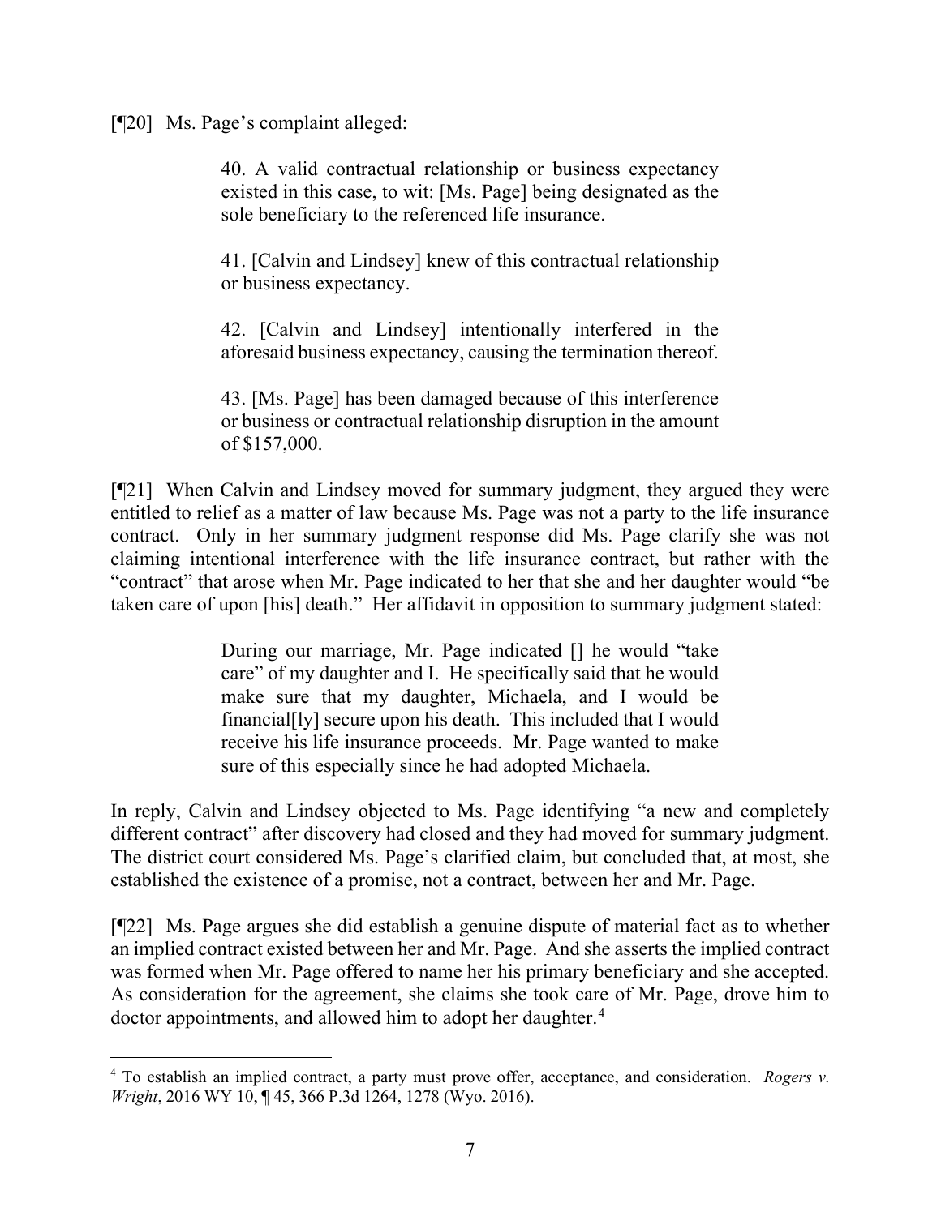[¶20] Ms. Page's complaint alleged:

> 40. A valid contractual relationship or business expectancy existed in this case, to wit: [Ms. Page] being designated as the sole beneficiary to the referenced life insurance.
>
> 41. [Calvin and Lindsey] knew of this contractual relationship or business expectancy.
>
> 42. [Calvin and Lindsey] intentionally interfered in the aforesaid business expectancy, causing the termination thereof.
>
> 43. [Ms. Page] has been damaged because of this interference or business or contractual relationship disruption in the amount of $157,000.

[¶21] When Calvin and Lindsey moved for summary judgment, they argued they were entitled to relief as a matter of law because Ms. Page was not a party to the life insurance contract. Only in her summary judgment response did Ms. Page clarify she was not claiming intentional interference with the life insurance contract, but rather with the "contract" that arose when Mr. Page indicated to her that she and her daughter would "be taken care of upon [his] death." Her affidavit in opposition to summary judgment stated:

> During our marriage, Mr. Page indicated [] he would "take care" of my daughter and I. He specifically said that he would make sure that my daughter, Michaela, and I would be financial[ly] secure upon his death. This included that I would receive his life insurance proceeds. Mr. Page wanted to make sure of this especially since he had adopted Michaela.

In reply, Calvin and Lindsey objected to Ms. Page identifying "a new and completely different contract" after discovery had closed and they had moved for summary judgment. The district court considered Ms. Page's clarified claim, but concluded that, at most, she established the existence of a promise, not a contract, between her and Mr. Page.

[¶22] Ms. Page argues she did establish a genuine dispute of material fact as to whether an implied contract existed between her and Mr. Page. And she asserts the implied contract was formed when Mr. Page offered to name her his primary beneficiary and she accepted. As consideration for the agreement, she claims she took care of Mr. Page, drove him to doctor appointments, and allowed him to adopt her daughter.[4]

---

[4] To establish an implied contract, a party must prove offer, acceptance, and consideration. *Rogers v. Wright*, 2016 WY 10, ¶ 45, 366 P.3d 1264, 1278 (Wyo. 2016).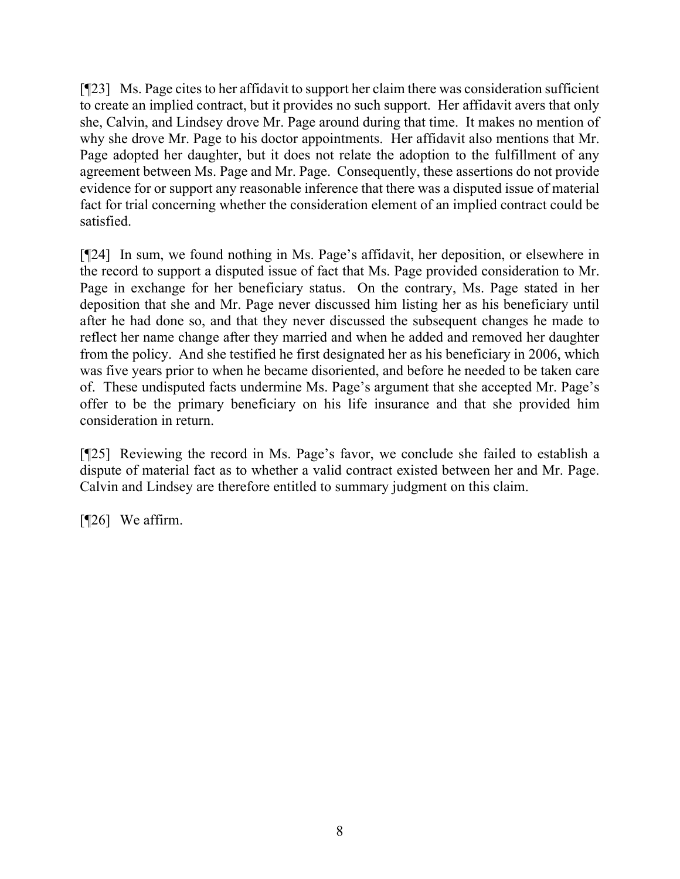[¶23] Ms. Page cites to her affidavit to support her claim there was consideration sufficient to create an implied contract, but it provides no such support. Her affidavit avers that only she, Calvin, and Lindsey drove Mr. Page around during that time. It makes no mention of why she drove Mr. Page to his doctor appointments. Her affidavit also mentions that Mr. Page adopted her daughter, but it does not relate the adoption to the fulfillment of any agreement between Ms. Page and Mr. Page. Consequently, these assertions do not provide evidence for or support any reasonable inference that there was a disputed issue of material fact for trial concerning whether the consideration element of an implied contract could be satisfied.

[¶24] In sum, we found nothing in Ms. Page's affidavit, her deposition, or elsewhere in the record to support a disputed issue of fact that Ms. Page provided consideration to Mr. Page in exchange for her beneficiary status. On the contrary, Ms. Page stated in her deposition that she and Mr. Page never discussed him listing her as his beneficiary until after he had done so, and that they never discussed the subsequent changes he made to reflect her name change after they married and when he added and removed her daughter from the policy. And she testified he first designated her as his beneficiary in 2006, which was five years prior to when he became disoriented, and before he needed to be taken care of. These undisputed facts undermine Ms. Page's argument that she accepted Mr. Page's offer to be the primary beneficiary on his life insurance and that she provided him consideration in return.

[¶25] Reviewing the record in Ms. Page's favor, we conclude she failed to establish a dispute of material fact as to whether a valid contract existed between her and Mr. Page. Calvin and Lindsey are therefore entitled to summary judgment on this claim.

[¶26] We affirm.